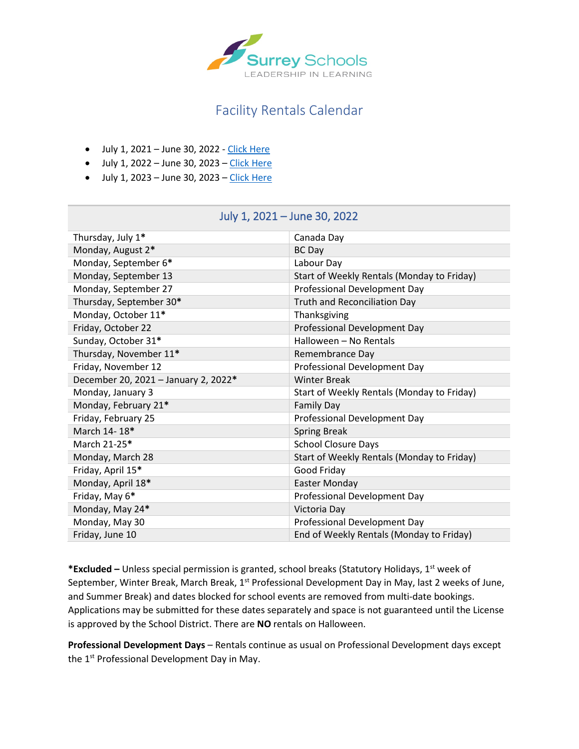Surrey Schools
LEADERSHIP IN LEARNING

# Facility Rentals Calendar

- July 1, 2021 – June 30, 2022 - Click Here
- July 1, 2022 – June 30, 2023 – Click Here
- July 1, 2023 – June 30, 2023 – Click Here

| July 1, 2021 – June 30, 2022 | |
|---|---|
| Thursday, July 1* | Canada Day |
| Monday, August 2* | BC Day |
| Monday, September 6* | Labour Day |
| Monday, September 13 | Start of Weekly Rentals (Monday to Friday) |
| Monday, September 27 | Professional Development Day |
| Thursday, September 30* | Truth and Reconciliation Day |
| Monday, October 11* | Thanksgiving |
| Friday, October 22 | Professional Development Day |
| Sunday, October 31* | Halloween – No Rentals |
| Thursday, November 11* | Remembrance Day |
| Friday, November 12 | Professional Development Day |
| December 20, 2021 – January 2, 2022* | Winter Break |
| Monday, January 3 | Start of Weekly Rentals (Monday to Friday) |
| Monday, February 21* | Family Day |
| Friday, February 25 | Professional Development Day |
| March 14- 18* | Spring Break |
| March 21-25* | School Closure Days |
| Monday, March 28 | Start of Weekly Rentals (Monday to Friday) |
| Friday, April 15* | Good Friday |
| Monday, April 18* | Easter Monday |
| Friday, May 6* | Professional Development Day |
| Monday, May 24* | Victoria Day |
| Monday, May 30 | Professional Development Day |
| Friday, June 10 | End of Weekly Rentals (Monday to Friday) |

***Excluded –** Unless special permission is granted, school breaks (Statutory Holidays, 1st week of September, Winter Break, March Break, 1st Professional Development Day in May, last 2 weeks of June, and Summer Break) and dates blocked for school events are removed from multi-date bookings. Applications may be submitted for these dates separately and space is not guaranteed until the License is approved by the School District. There are **NO** rentals on Halloween.

**Professional Development Days** – Rentals continue as usual on Professional Development days except the 1st Professional Development Day in May.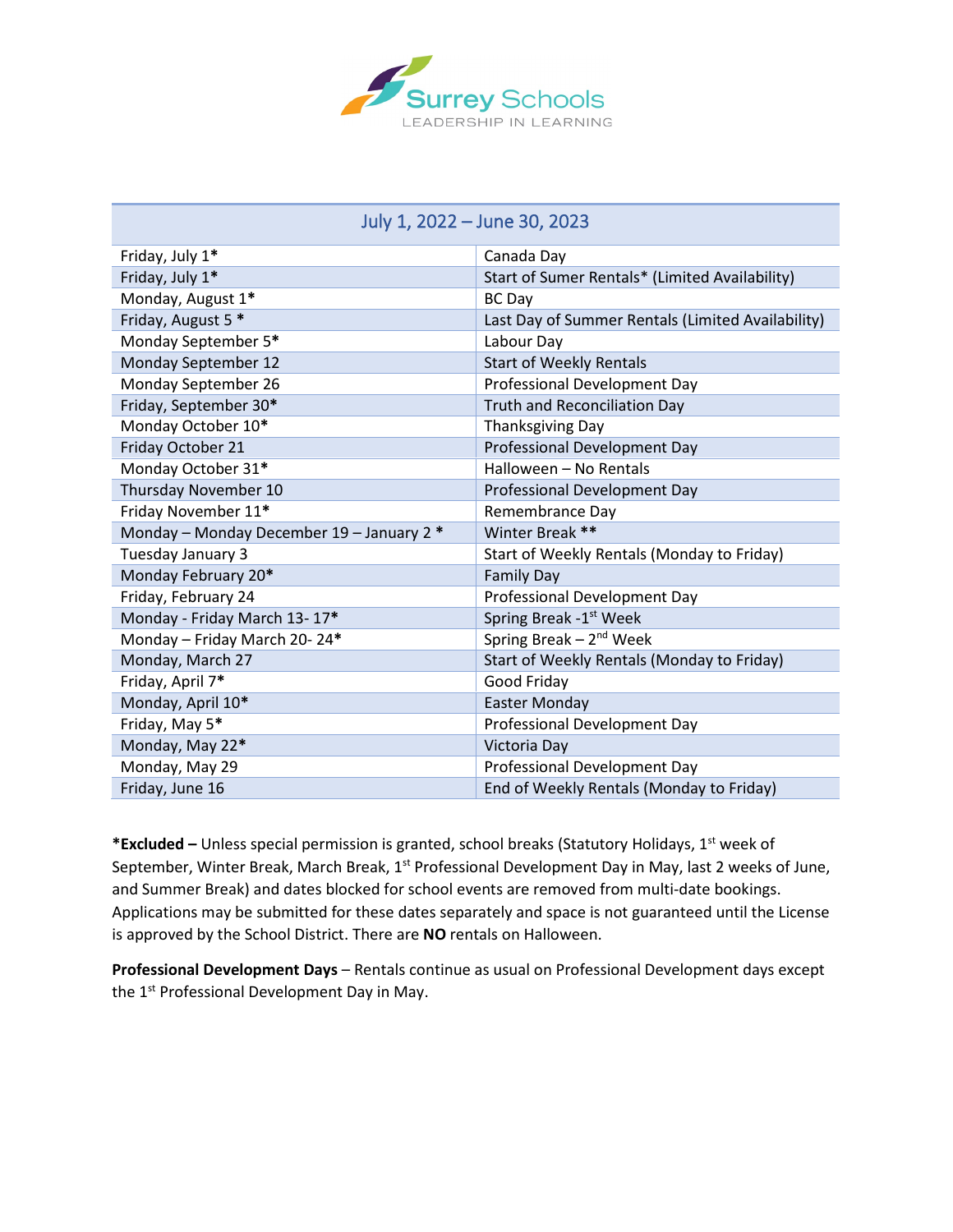Surrey Schools
LEADERSHIP IN LEARNING

| July 1, 2022 – June 30, 2023 | |
|---|---|
| Friday, July 1* | Canada Day |
| Friday, July 1* | Start of Sumer Rentals* (Limited Availability) |
| Monday, August 1* | BC Day |
| Friday, August 5 * | Last Day of Summer Rentals (Limited Availability) |
| Monday September 5* | Labour Day |
| Monday September 12 | Start of Weekly Rentals |
| Monday September 26 | Professional Development Day |
| Friday, September 30* | Truth and Reconciliation Day |
| Monday October 10* | Thanksgiving Day |
| Friday October 21 | Professional Development Day |
| Monday October 31* | Halloween – No Rentals |
| Thursday November 10 | Professional Development Day |
| Friday November 11* | Remembrance Day |
| Monday – Monday December 19 – January 2 * | Winter Break ** |
| Tuesday January 3 | Start of Weekly Rentals (Monday to Friday) |
| Monday February 20* | Family Day |
| Friday, February 24 | Professional Development Day |
| Monday - Friday March 13- 17* | Spring Break -1st Week |
| Monday – Friday March 20- 24* | Spring Break – 2nd Week |
| Monday, March 27 | Start of Weekly Rentals (Monday to Friday) |
| Friday, April 7* | Good Friday |
| Monday, April 10* | Easter Monday |
| Friday, May 5* | Professional Development Day |
| Monday, May 22* | Victoria Day |
| Monday, May 29 | Professional Development Day |
| Friday, June 16 | End of Weekly Rentals (Monday to Friday) |

***Excluded –** Unless special permission is granted, school breaks (Statutory Holidays, 1st week of September, Winter Break, March Break, 1st Professional Development Day in May, last 2 weeks of June, and Summer Break) and dates blocked for school events are removed from multi-date bookings. Applications may be submitted for these dates separately and space is not guaranteed until the License is approved by the School District. There are **NO** rentals on Halloween.

**Professional Development Days** – Rentals continue as usual on Professional Development days except the 1st Professional Development Day in May.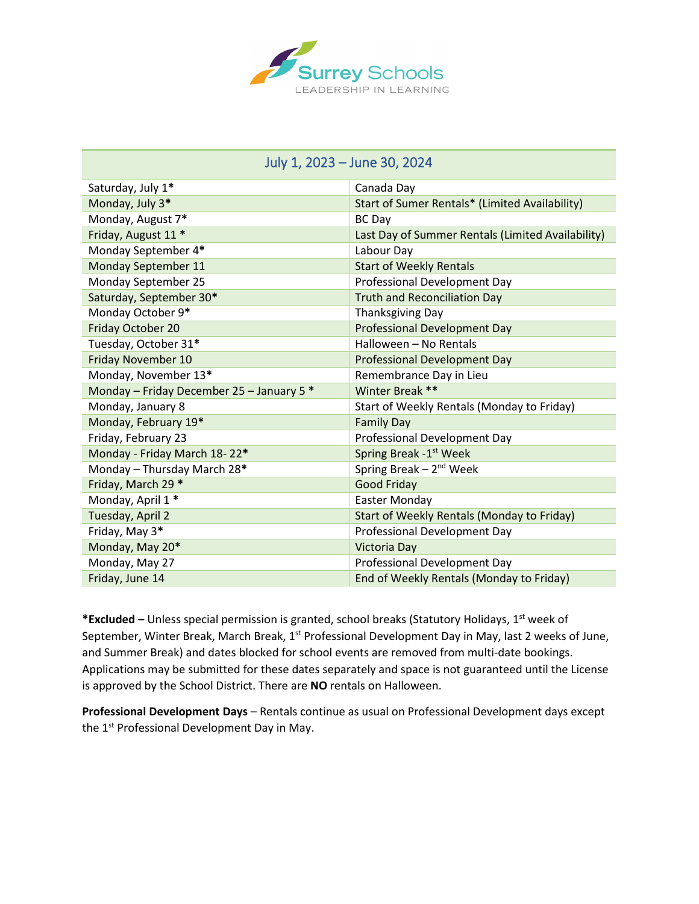Surrey Schools
LEADERSHIP IN LEARNING

| July 1, 2023 – June 30, 2024 | |
|---|---|
| Saturday, July 1* | Canada Day |
| Monday, July 3* | Start of Sumer Rentals* (Limited Availability) |
| Monday, August 7* | BC Day |
| Friday, August 11 * | Last Day of Summer Rentals (Limited Availability) |
| Monday September 4* | Labour Day |
| Monday September 11 | Start of Weekly Rentals |
| Monday September 25 | Professional Development Day |
| Saturday, September 30* | Truth and Reconciliation Day |
| Monday October 9* | Thanksgiving Day |
| Friday October 20 | Professional Development Day |
| Tuesday, October 31* | Halloween – No Rentals |
| Friday November 10 | Professional Development Day |
| Monday, November 13* | Remembrance Day in Lieu |
| Monday – Friday December 25 – January 5 * | Winter Break ** |
| Monday, January 8 | Start of Weekly Rentals (Monday to Friday) |
| Monday, February 19* | Family Day |
| Friday, February 23 | Professional Development Day |
| Monday - Friday March 18- 22* | Spring Break -1st Week |
| Monday – Thursday March 28* | Spring Break – 2nd Week |
| Friday, March 29 * | Good Friday |
| Monday, April 1 * | Easter Monday |
| Tuesday, April 2 | Start of Weekly Rentals (Monday to Friday) |
| Friday, May 3* | Professional Development Day |
| Monday, May 20* | Victoria Day |
| Monday, May 27 | Professional Development Day |
| Friday, June 14 | End of Weekly Rentals (Monday to Friday) |

***Excluded –** Unless special permission is granted, school breaks (Statutory Holidays, 1st week of September, Winter Break, March Break, 1st Professional Development Day in May, last 2 weeks of June, and Summer Break) and dates blocked for school events are removed from multi-date bookings. Applications may be submitted for these dates separately and space is not guaranteed until the License is approved by the School District. There are **NO** rentals on Halloween.

**Professional Development Days** – Rentals continue as usual on Professional Development days except the 1st Professional Development Day in May.